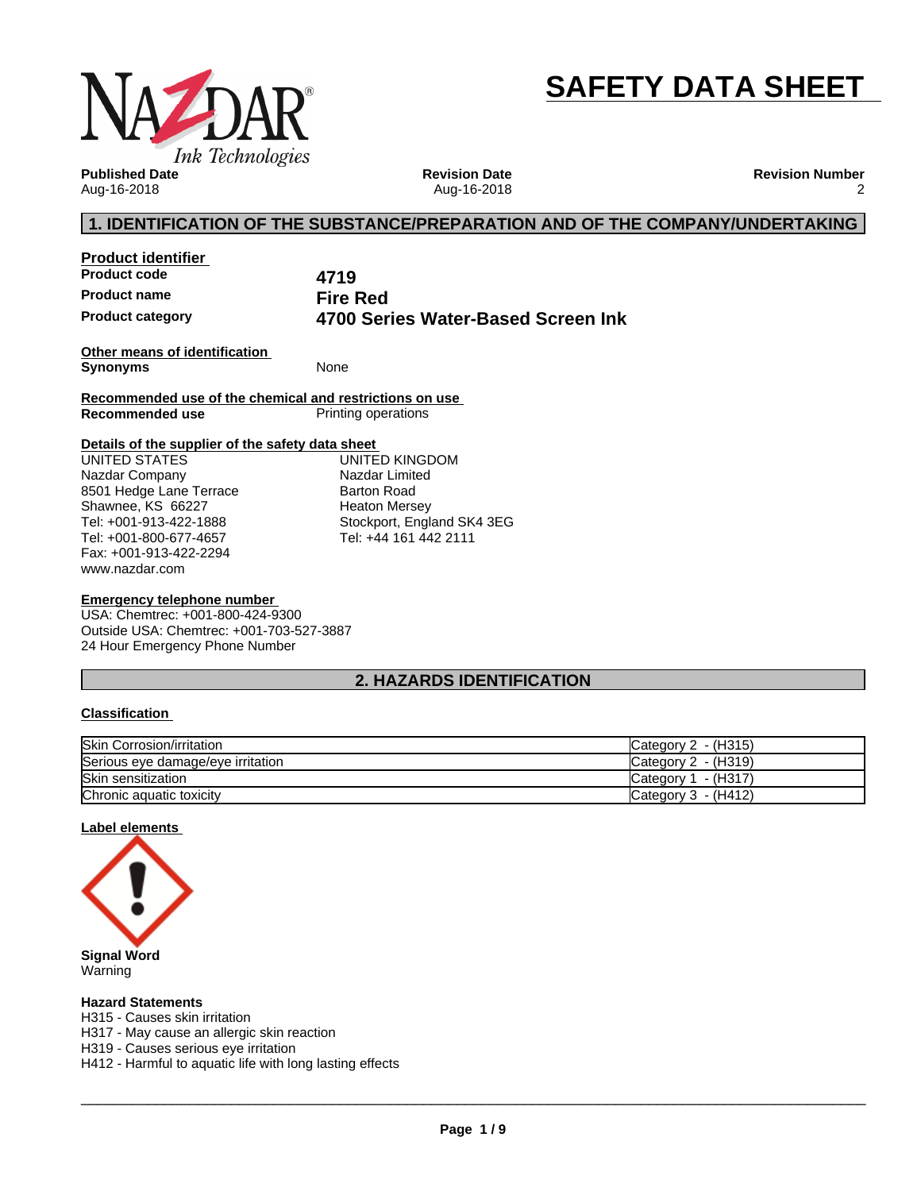# SAFETY DATA SHEET

**Published Date**
Aug-16-2018

**Revision Date**
Aug-16-2018

**Revision Number**
2

## 1. IDENTIFICATION OF THE SUBSTANCE/PREPARATION AND OF THE COMPANY/UNDERTAKING

### Product identifier

| | |
|---|---|
| **Product code** | **4719** |
| **Product name** | **Fire Red** |
| **Product category** | **4700 Series Water-Based Screen Ink** |

### Other means of identification

**Synonyms** None

### Recommended use of the chemical and restrictions on use

**Recommended use** Printing operations

### Details of the supplier of the safety data sheet

UNITED STATES
Nazdar Company
8501 Hedge Lane Terrace
Shawnee, KS 66227
Tel: +001-913-422-1888
Tel: +001-800-677-4657
Fax: +001-913-422-2294
www.nazdar.com

UNITED KINGDOM
Nazdar Limited
Barton Road
Heaton Mersey
Stockport, England SK4 3EG
Tel: +44 161 442 2111

### Emergency telephone number

USA: Chemtrec: +001-800-424-9300
Outside USA: Chemtrec: +001-703-527-3887
24 Hour Emergency Phone Number

## 2. HAZARDS IDENTIFICATION

### Classification

| | |
|---|---|
| Skin Corrosion/irritation | Category 2 - (H315) |
| Serious eye damage/eye irritation | Category 2 - (H319) |
| Skin sensitization | Category 1 - (H317) |
| Chronic aquatic toxicity | Category 3 - (H412) |

### Label elements

**Signal Word**
Warning

**Hazard Statements**
H315 - Causes skin irritation
H317 - May cause an allergic skin reaction
H319 - Causes serious eye irritation
H412 - Harmful to aquatic life with long lasting effects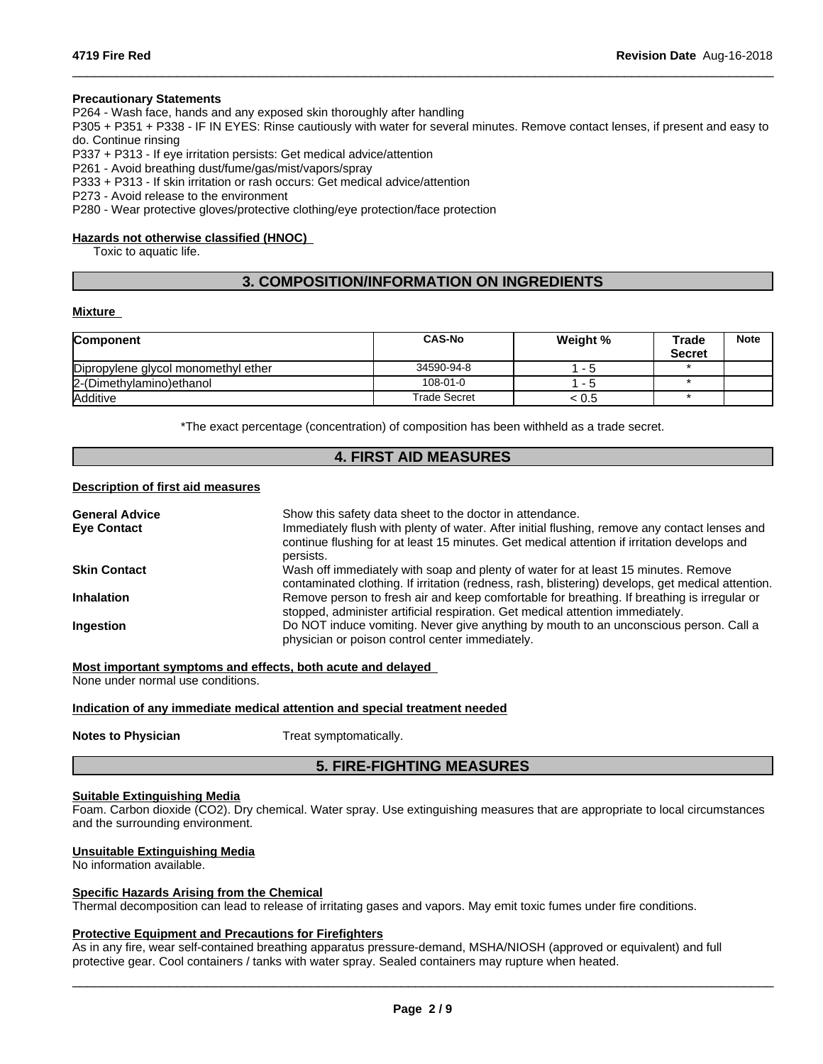**Precautionary Statements**

P264 - Wash face, hands and any exposed skin thoroughly after handling
P305 + P351 + P338 - IF IN EYES: Rinse cautiously with water for several minutes. Remove contact lenses, if present and easy to do. Continue rinsing
P337 + P313 - If eye irritation persists: Get medical advice/attention
P261 - Avoid breathing dust/fume/gas/mist/vapors/spray
P333 + P313 - If skin irritation or rash occurs: Get medical advice/attention
P273 - Avoid release to the environment
P280 - Wear protective gloves/protective clothing/eye protection/face protection

**Hazards not otherwise classified (HNOC)**

Toxic to aquatic life.

## 3. COMPOSITION/INFORMATION ON INGREDIENTS

**Mixture**

| Component | CAS-No | Weight % | Trade Secret | Note |
|---|---|---|---|---|
| Dipropylene glycol monomethyl ether | 34590-94-8 | 1 - 5 | * | |
| 2-(Dimethylamino)ethanol | 108-01-0 | 1 - 5 | * | |
| Additive | Trade Secret | < 0.5 | * | |

*The exact percentage (concentration) of composition has been withheld as a trade secret.

## 4. FIRST AID MEASURES

**Description of first aid measures**

**General Advice** Show this safety data sheet to the doctor in attendance.

**Eye Contact** Immediately flush with plenty of water. After initial flushing, remove any contact lenses and continue flushing for at least 15 minutes. Get medical attention if irritation develops and persists.

**Skin Contact** Wash off immediately with soap and plenty of water for at least 15 minutes. Remove contaminated clothing. If irritation (redness, rash, blistering) develops, get medical attention.

**Inhalation** Remove person to fresh air and keep comfortable for breathing. If breathing is irregular or stopped, administer artificial respiration. Get medical attention immediately.

**Ingestion** Do NOT induce vomiting. Never give anything by mouth to an unconscious person. Call a physician or poison control center immediately.

**Most important symptoms and effects, both acute and delayed**

None under normal use conditions.

**Indication of any immediate medical attention and special treatment needed**

**Notes to Physician** Treat symptomatically.

## 5. FIRE-FIGHTING MEASURES

**Suitable Extinguishing Media**

Foam. Carbon dioxide ($CO_2$). Dry chemical. Water spray. Use extinguishing measures that are appropriate to local circumstances and the surrounding environment.

**Unsuitable Extinguishing Media**

No information available.

**Specific Hazards Arising from the Chemical**

Thermal decomposition can lead to release of irritating gases and vapors. May emit toxic fumes under fire conditions.

**Protective Equipment and Precautions for Firefighters**

As in any fire, wear self-contained breathing apparatus pressure-demand, MSHA/NIOSH (approved or equivalent) and full protective gear. Cool containers / tanks with water spray. Sealed containers may rupture when heated.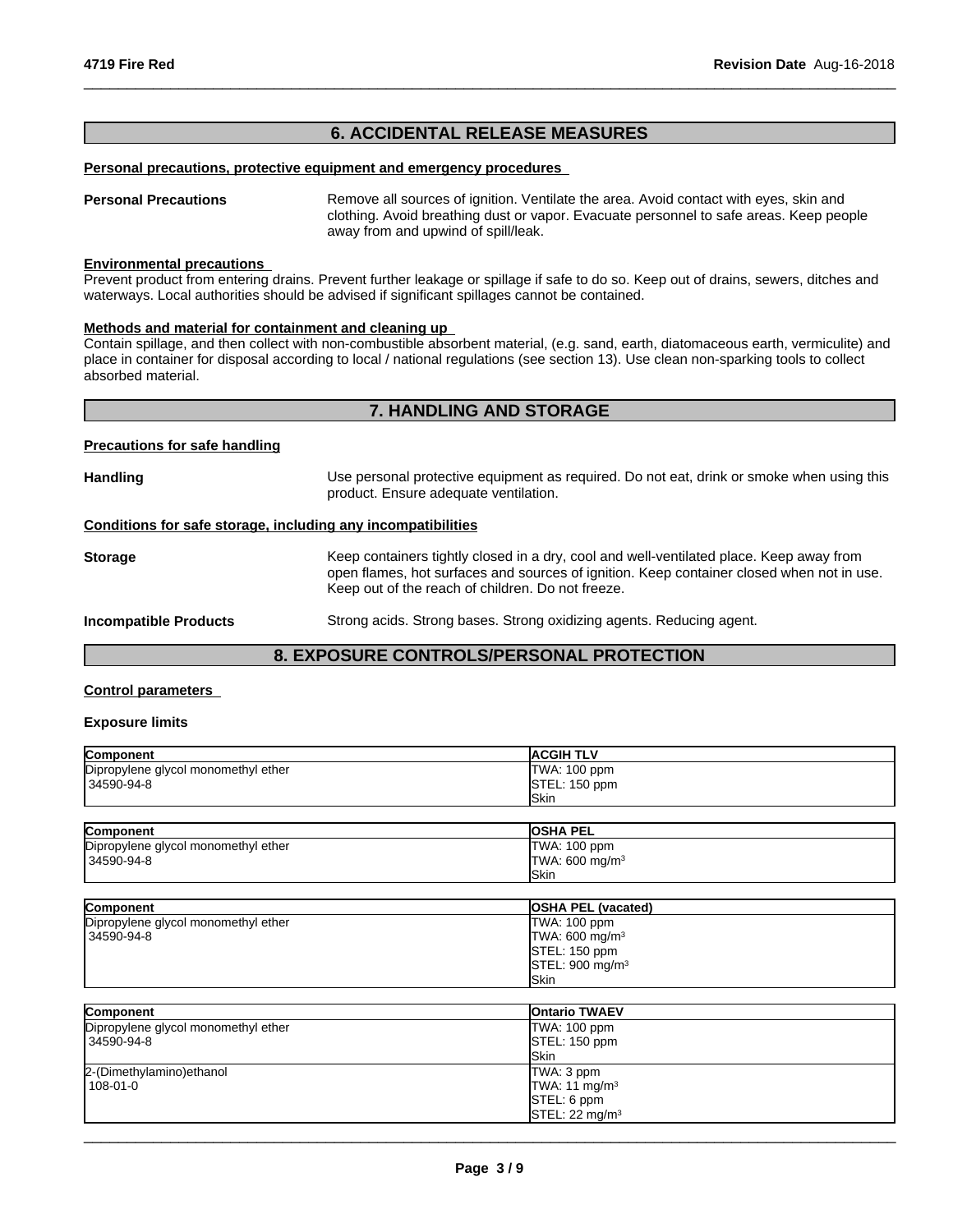## 6. ACCIDENTAL RELEASE MEASURES

**Personal precautions, protective equipment and emergency procedures**

**Personal Precautions**

Remove all sources of ignition. Ventilate the area. Avoid contact with eyes, skin and clothing. Avoid breathing dust or vapor. Evacuate personnel to safe areas. Keep people away from and upwind of spill/leak.

**Environmental precautions**

Prevent product from entering drains. Prevent further leakage or spillage if safe to do so. Keep out of drains, sewers, ditches and waterways. Local authorities should be advised if significant spillages cannot be contained.

**Methods and material for containment and cleaning up**

Contain spillage, and then collect with non-combustible absorbent material, (e.g. sand, earth, diatomaceous earth, vermiculite) and place in container for disposal according to local / national regulations (see section 13). Use clean non-sparking tools to collect absorbed material.

## 7. HANDLING AND STORAGE

**Precautions for safe handling**

**Handling**

Use personal protective equipment as required. Do not eat, drink or smoke when using this product. Ensure adequate ventilation.

**Conditions for safe storage, including any incompatibilities**

**Storage**

Keep containers tightly closed in a dry, cool and well-ventilated place. Keep away from open flames, hot surfaces and sources of ignition. Keep container closed when not in use. Keep out of the reach of children. Do not freeze.

**Incompatible Products**

Strong acids. Strong bases. Strong oxidizing agents. Reducing agent.

## 8. EXPOSURE CONTROLS/PERSONAL PROTECTION

**Control parameters**

**Exposure limits**

| Component | ACGIH TLV |
|---|---|
| Dipropylene glycol monomethyl ether<br>34590-94-8 | TWA: 100 ppm<br>STEL: 150 ppm<br>Skin |

| Component | OSHA PEL |
|---|---|
| Dipropylene glycol monomethyl ether<br>34590-94-8 | TWA: 100 ppm<br>TWA: 600 mg/m³<br>Skin |

| Component | OSHA PEL (vacated) |
|---|---|
| Dipropylene glycol monomethyl ether<br>34590-94-8 | TWA: 100 ppm<br>TWA: 600 mg/m³<br>STEL: 150 ppm<br>STEL: 900 mg/m³<br>Skin |

| Component | Ontario TWAEV |
|---|---|
| Dipropylene glycol monomethyl ether<br>34590-94-8 | TWA: 100 ppm<br>STEL: 150 ppm<br>Skin |
| 2-(Dimethylamino)ethanol<br>108-01-0 | TWA: 3 ppm<br>TWA: 11 mg/m³<br>STEL: 6 ppm<br>STEL: 22 mg/m³ |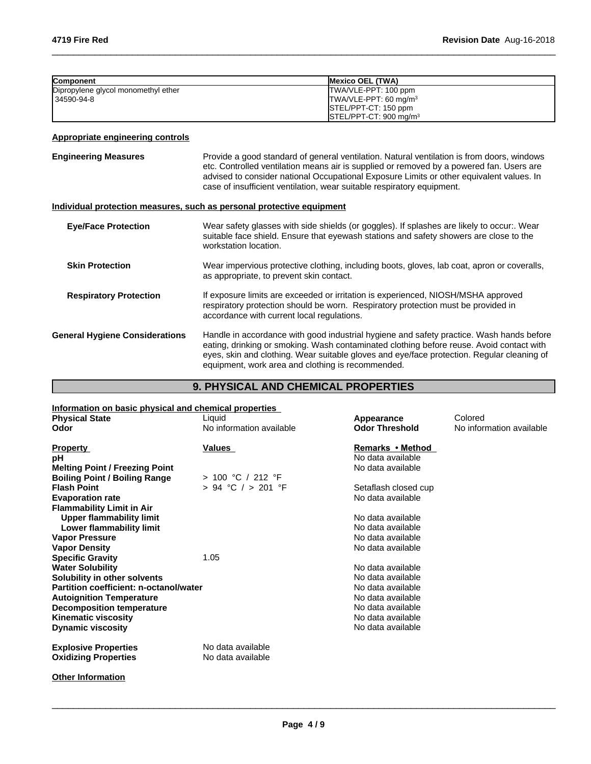| Component | Mexico OEL (TWA) |
| --- | --- |
| Dipropylene glycol monomethyl ether<br>34590-94-8 | TWA/VLE-PPT: 100 ppm<br>TWA/VLE-PPT: 60 mg/m³<br>STEL/PPT-CT: 150 ppm<br>STEL/PPT-CT: 900 mg/m³ |

**Appropriate engineering controls**

**Engineering Measures**

Provide a good standard of general ventilation. Natural ventilation is from doors, windows etc. Controlled ventilation means air is supplied or removed by a powered fan. Users are advised to consider national Occupational Exposure Limits or other equivalent values. In case of insufficient ventilation, wear suitable respiratory equipment.

**Individual protection measures, such as personal protective equipment**

**Eye/Face Protection**

Wear safety glasses with side shields (or goggles). If splashes are likely to occur:. Wear suitable face shield. Ensure that eyewash stations and safety showers are close to the workstation location.

**Skin Protection**

Wear impervious protective clothing, including boots, gloves, lab coat, apron or coveralls, as appropriate, to prevent skin contact.

**Respiratory Protection**

If exposure limits are exceeded or irritation is experienced, NIOSH/MSHA approved respiratory protection should be worn. Respiratory protection must be provided in accordance with current local regulations.

**General Hygiene Considerations**

Handle in accordance with good industrial hygiene and safety practice. Wash hands before eating, drinking or smoking. Wash contaminated clothing before reuse. Avoid contact with eyes, skin and clothing. Wear suitable gloves and eye/face protection. Regular cleaning of equipment, work area and clothing is recommended.

## 9. PHYSICAL AND CHEMICAL PROPERTIES

**Information on basic physical and chemical properties**

| | | | |
| --- | --- | --- | --- |
| **Physical State** | Liquid | **Appearance** | Colored |
| **Odor** | No information available | **Odor Threshold** | No information available |

| **Property** | **Values** | **Remarks • Method** |
| --- | --- | --- |
| **pH** | | No data available |
| **Melting Point / Freezing Point** | | No data available |
| **Boiling Point / Boiling Range** | > 100 °C / 212 °F | |
| **Flash Point** | > 94 °C / > 201 °F | Setaflash closed cup |
| **Evaporation rate** | | No data available |
| **Flammability Limit in Air** | | |
| **Upper flammability limit** | | No data available |
| **Lower flammability limit** | | No data available |
| **Vapor Pressure** | | No data available |
| **Vapor Density** | | No data available |
| **Specific Gravity** | 1.05 | |
| **Water Solubility** | | No data available |
| **Solubility in other solvents** | | No data available |
| **Partition coefficient: n-octanol/water** | | No data available |
| **Autoignition Temperature** | | No data available |
| **Decomposition temperature** | | No data available |
| **Kinematic viscosity** | | No data available |
| **Dynamic viscosity** | | No data available |
| **Explosive Properties** | No data available | |
| **Oxidizing Properties** | No data available | |

**Other Information**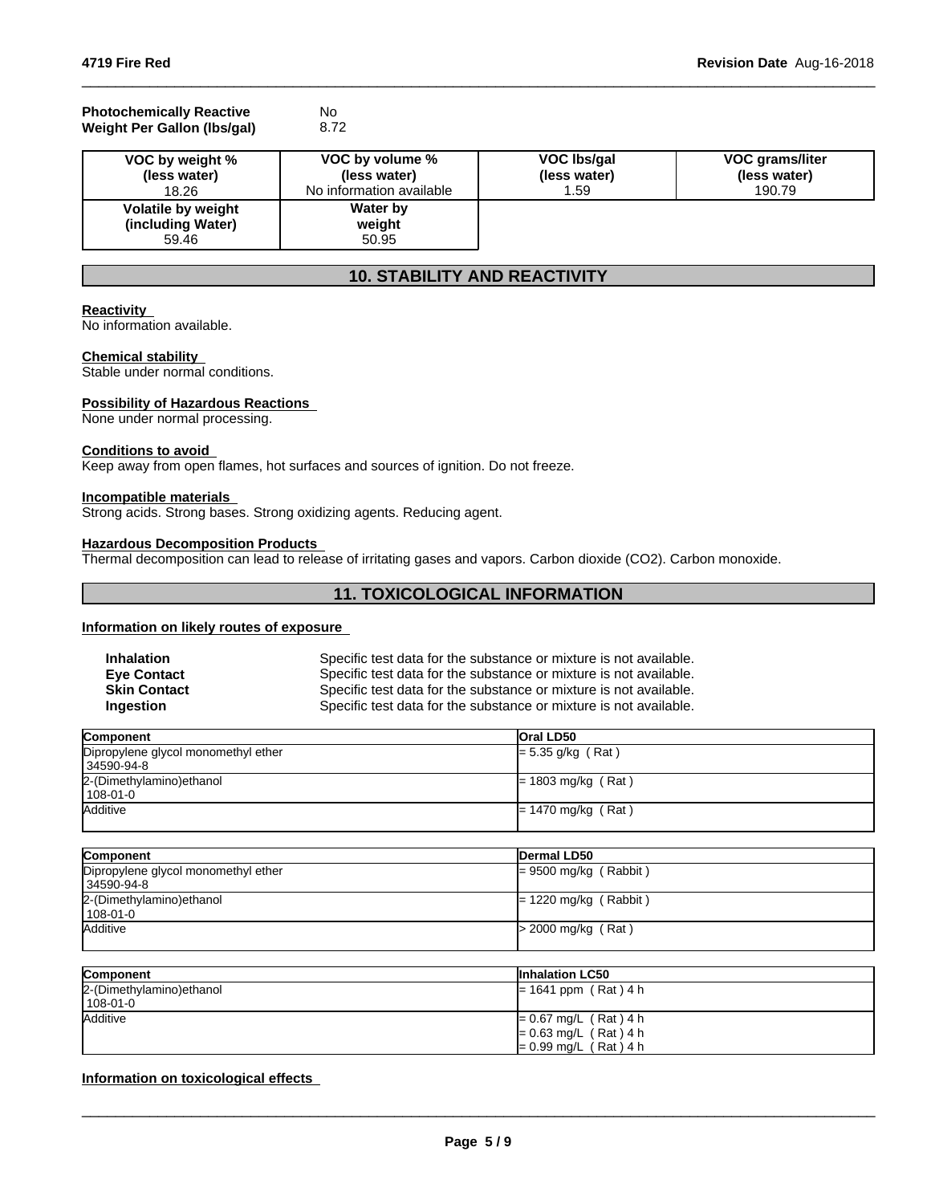**Photochemically Reactive** No
**Weight Per Gallon (lbs/gal)** 8.72

| VOC by weight % (less water) | VOC by volume % (less water) | VOC lbs/gal (less water) | VOC grams/liter (less water) |
|---|---|---|---|
| 18.26 | No information available | 1.59 | 190.79 |
| **Volatile by weight (including Water)** | **Water by weight** | | |
| 59.46 | 50.95 | | |

## 10. STABILITY AND REACTIVITY

**Reactivity**
No information available.

**Chemical stability**
Stable under normal conditions.

**Possibility of Hazardous Reactions**
None under normal processing.

**Conditions to avoid**
Keep away from open flames, hot surfaces and sources of ignition. Do not freeze.

**Incompatible materials**
Strong acids. Strong bases. Strong oxidizing agents. Reducing agent.

**Hazardous Decomposition Products**
Thermal decomposition can lead to release of irritating gases and vapors. Carbon dioxide ($CO_2$). Carbon monoxide.

## 11. TOXICOLOGICAL INFORMATION

**Information on likely routes of exposure**

| | |
|---|---|
| **Inhalation** | Specific test data for the substance or mixture is not available. |
| **Eye Contact** | Specific test data for the substance or mixture is not available. |
| **Skin Contact** | Specific test data for the substance or mixture is not available. |
| **Ingestion** | Specific test data for the substance or mixture is not available. |

| Component | Oral LD50 |
|---|---|
| Dipropylene glycol monomethyl ether 34590-94-8 | = 5.35 g/kg ( Rat ) |
| 2-(Dimethylamino)ethanol 108-01-0 | = 1803 mg/kg ( Rat ) |
| Additive | = 1470 mg/kg ( Rat ) |

| Component | Dermal LD50 |
|---|---|
| Dipropylene glycol monomethyl ether 34590-94-8 | = 9500 mg/kg ( Rabbit ) |
| 2-(Dimethylamino)ethanol 108-01-0 | = 1220 mg/kg ( Rabbit ) |
| Additive | > 2000 mg/kg ( Rat ) |

| Component | Inhalation LC50 |
|---|---|
| 2-(Dimethylamino)ethanol 108-01-0 | = 1641 ppm ( Rat ) 4 h |
| Additive | = 0.67 mg/L ( Rat ) 4 h<br>= 0.63 mg/L ( Rat ) 4 h<br>= 0.99 mg/L ( Rat ) 4 h |

**Information on toxicological effects**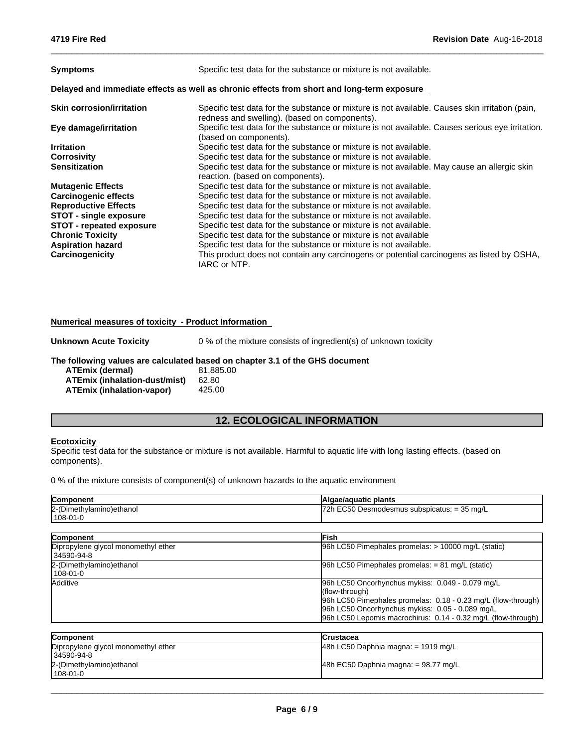| | |
|---|---|
| **Symptoms** | Specific test data for the substance or mixture is not available. |

**Delayed and immediate effects as well as chronic effects from short and long-term exposure**

| | |
|---|---|
| **Skin corrosion/irritation** | Specific test data for the substance or mixture is not available. Causes skin irritation (pain, redness and swelling). (based on components). |
| **Eye damage/irritation** | Specific test data for the substance or mixture is not available. Causes serious eye irritation. (based on components). |
| **Irritation** | Specific test data for the substance or mixture is not available. |
| **Corrosivity** | Specific test data for the substance or mixture is not available. |
| **Sensitization** | Specific test data for the substance or mixture is not available. May cause an allergic skin reaction. (based on components). |
| **Mutagenic Effects** | Specific test data for the substance or mixture is not available. |
| **Carcinogenic effects** | Specific test data for the substance or mixture is not available. |
| **Reproductive Effects** | Specific test data for the substance or mixture is not available. |
| **STOT - single exposure** | Specific test data for the substance or mixture is not available. |
| **STOT - repeated exposure** | Specific test data for the substance or mixture is not available. |
| **Chronic Toxicity** | Specific test data for the substance or mixture is not available |
| **Aspiration hazard** | Specific test data for the substance or mixture is not available. |
| **Carcinogenicity** | This product does not contain any carcinogens or potential carcinogens as listed by OSHA, IARC or NTP. |

**Numerical measures of toxicity - Product Information**

**Unknown Acute Toxicity** 0 % of the mixture consists of ingredient(s) of unknown toxicity

**The following values are calculated based on chapter 3.1 of the GHS document**

| | |
|---|---|
| **ATEmix (dermal)** | 81,885.00 |
| **ATEmix (inhalation-dust/mist)** | 62.80 |
| **ATEmix (inhalation-vapor)** | 425.00 |

## 12. ECOLOGICAL INFORMATION

**Ecotoxicity**

Specific test data for the substance or mixture is not available. Harmful to aquatic life with long lasting effects. (based on components).

0 % of the mixture consists of component(s) of unknown hazards to the aquatic environment

| Component | Algae/aquatic plants |
|---|---|
| 2-(Dimethylamino)ethanol<br>108-01-0 | 72h EC50 Desmodesmus subspicatus: = 35 mg/L |

| Component | Fish |
|---|---|
| Dipropylene glycol monomethyl ether<br>34590-94-8 | 96h LC50 Pimephales promelas: > 10000 mg/L (static) |
| 2-(Dimethylamino)ethanol<br>108-01-0 | 96h LC50 Pimephales promelas: = 81 mg/L (static) |
| Additive | 96h LC50 Oncorhynchus mykiss: 0.049 - 0.079 mg/L (flow-through)<br>96h LC50 Pimephales promelas: 0.18 - 0.23 mg/L (flow-through)<br>96h LC50 Oncorhynchus mykiss: 0.05 - 0.089 mg/L<br>96h LC50 Lepomis macrochirus: 0.14 - 0.32 mg/L (flow-through) |

| Component | Crustacea |
|---|---|
| Dipropylene glycol monomethyl ether<br>34590-94-8 | 48h LC50 Daphnia magna: = 1919 mg/L |
| 2-(Dimethylamino)ethanol<br>108-01-0 | 48h EC50 Daphnia magna: = 98.77 mg/L |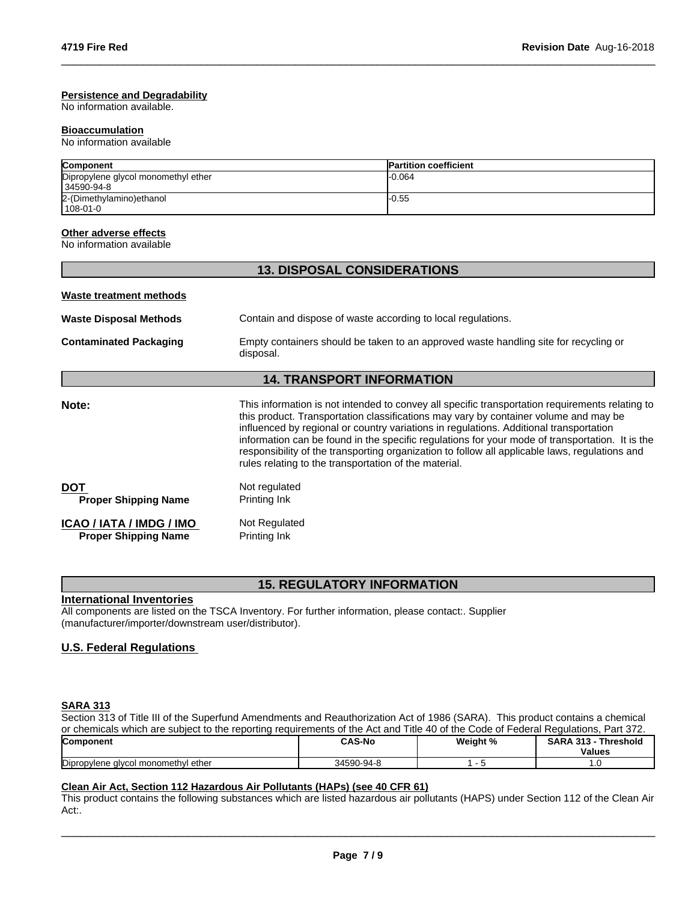**Persistence and Degradability**
No information available.

**Bioaccumulation**
No information available

| Component | Partition coefficient |
|---|---|
| Dipropylene glycol monomethyl ether<br>34590-94-8 | -0.064 |
| 2-(Dimethylamino)ethanol<br>108-01-0 | -0.55 |

**Other adverse effects**
No information available

## 13. DISPOSAL CONSIDERATIONS

**Waste treatment methods**

**Waste Disposal Methods** Contain and dispose of waste according to local regulations.

**Contaminated Packaging** Empty containers should be taken to an approved waste handling site for recycling or disposal.

## 14. TRANSPORT INFORMATION

**Note:** This information is not intended to convey all specific transportation requirements relating to this product. Transportation classifications may vary by container volume and may be influenced by regional or country variations in regulations. Additional transportation information can be found in the specific regulations for your mode of transportation. It is the responsibility of the transporting organization to follow all applicable laws, regulations and rules relating to the transportation of the material.

**DOT** Not regulated
**Proper Shipping Name** Printing Ink

**ICAO / IATA / IMDG / IMO** Not Regulated
**Proper Shipping Name** Printing Ink

## 15. REGULATORY INFORMATION

**International Inventories**
All components are listed on the TSCA Inventory. For further information, please contact:. Supplier (manufacturer/importer/downstream user/distributor).

**U.S. Federal Regulations**

**SARA 313**
Section 313 of Title III of the Superfund Amendments and Reauthorization Act of 1986 (SARA). This product contains a chemical or chemicals which are subject to the reporting requirements of the Act and Title 40 of the Code of Federal Regulations, Part 372.

| Component | CAS-No | Weight % | SARA 313 - Threshold Values |
|---|---|---|---|
| Dipropylene glycol monomethyl ether | 34590-94-8 | 1 - 5 | 1.0 |

**Clean Air Act, Section 112 Hazardous Air Pollutants (HAPs) (see 40 CFR 61)**
This product contains the following substances which are listed hazardous air pollutants (HAPS) under Section 112 of the Clean Air Act:.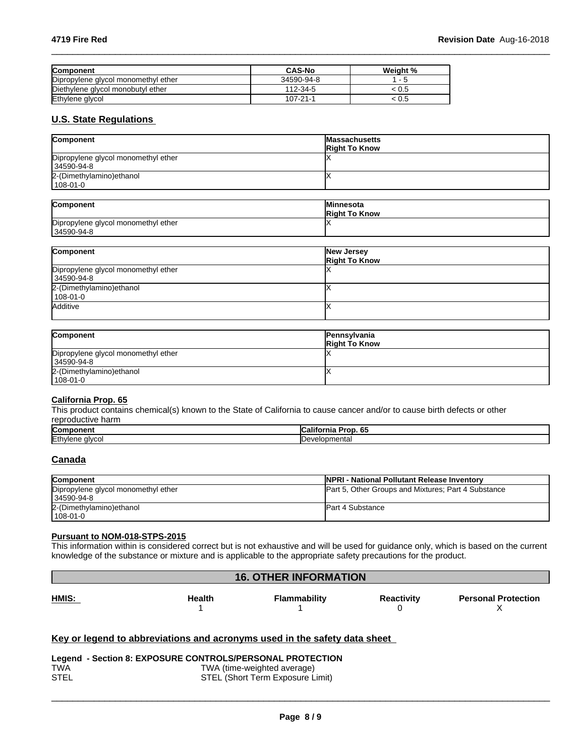| Component | CAS-No | Weight % |
|---|---|---|
| Dipropylene glycol monomethyl ether | 34590-94-8 | 1 - 5 |
| Diethylene glycol monobutyl ether | 112-34-5 | < 0.5 |
| Ethylene glycol | 107-21-1 | < 0.5 |

## U.S. State Regulations

| Component | Massachusetts Right To Know |
|---|---|
| Dipropylene glycol monomethyl ether 34590-94-8 | X |
| 2-(Dimethylamino)ethanol 108-01-0 | X |

| Component | Minnesota Right To Know |
|---|---|
| Dipropylene glycol monomethyl ether 34590-94-8 | X |

| Component | New Jersey Right To Know |
|---|---|
| Dipropylene glycol monomethyl ether 34590-94-8 | X |
| 2-(Dimethylamino)ethanol 108-01-0 | X |
| Additive | X |

| Component | Pennsylvania Right To Know |
|---|---|
| Dipropylene glycol monomethyl ether 34590-94-8 | X |
| 2-(Dimethylamino)ethanol 108-01-0 | X |

**California Prop. 65**

This product contains chemical(s) known to the State of California to cause cancer and/or to cause birth defects or other reproductive harm

| Component | California Prop. 65 |
|---|---|
| Ethylene glycol | Developmental |

## Canada

| Component | NPRI - National Pollutant Release Inventory |
|---|---|
| Dipropylene glycol monomethyl ether 34590-94-8 | Part 5, Other Groups and Mixtures; Part 4 Substance |
| 2-(Dimethylamino)ethanol 108-01-0 | Part 4 Substance |

**Pursuant to NOM-018-STPS-2015**

This information within is considered correct but is not exhaustive and will be used for guidance only, which is based on the current knowledge of the substance or mixture and is applicable to the appropriate safety precautions for the product.

# 16. OTHER INFORMATION

| HMIS: | Health | Flammability | Reactivity | Personal Protection |
|---|---|---|---|---|
| | 1 | 1 | 0 | X |

**Key or legend to abbreviations and acronyms used in the safety data sheet**

**Legend - Section 8: EXPOSURE CONTROLS/PERSONAL PROTECTION**

| | |
|---|---|
| TWA | TWA (time-weighted average) |
| STEL | STEL (Short Term Exposure Limit) |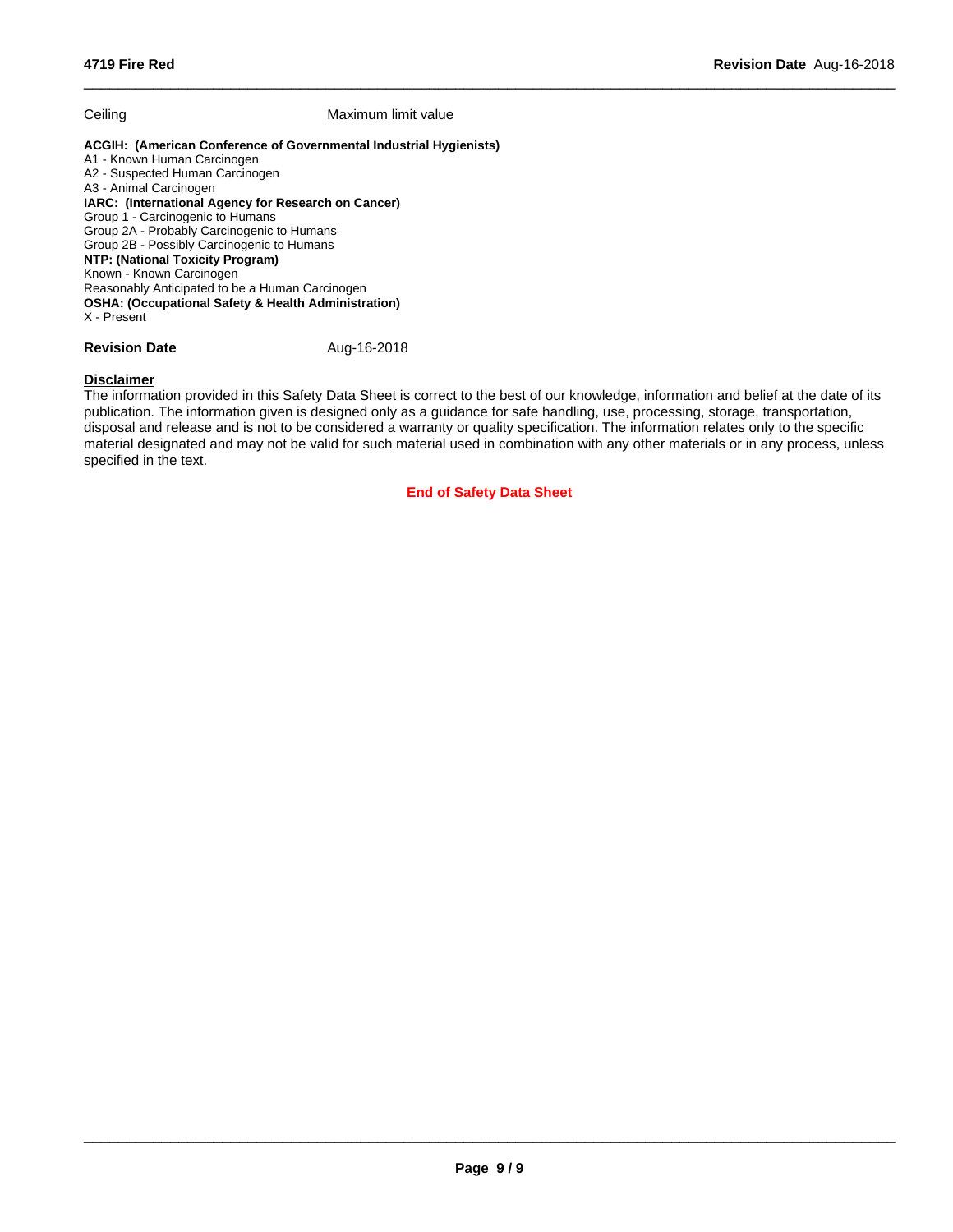| | |
|---|---|
| Ceiling | Maximum limit value |

**ACGIH: (American Conference of Governmental Industrial Hygienists)**
A1 - Known Human Carcinogen
A2 - Suspected Human Carcinogen
A3 - Animal Carcinogen
**IARC: (International Agency for Research on Cancer)**
Group 1 - Carcinogenic to Humans
Group 2A - Probably Carcinogenic to Humans
Group 2B - Possibly Carcinogenic to Humans
**NTP: (National Toxicity Program)**
Known - Known Carcinogen
Reasonably Anticipated to be a Human Carcinogen
**OSHA: (Occupational Safety & Health Administration)**
X - Present

**Revision Date** Aug-16-2018

**Disclaimer**
The information provided in this Safety Data Sheet is correct to the best of our knowledge, information and belief at the date of its publication. The information given is designed only as a guidance for safe handling, use, processing, storage, transportation, disposal and release and is not to be considered a warranty or quality specification. The information relates only to the specific material designated and may not be valid for such material used in combination with any other materials or in any process, unless specified in the text.

**End of Safety Data Sheet**